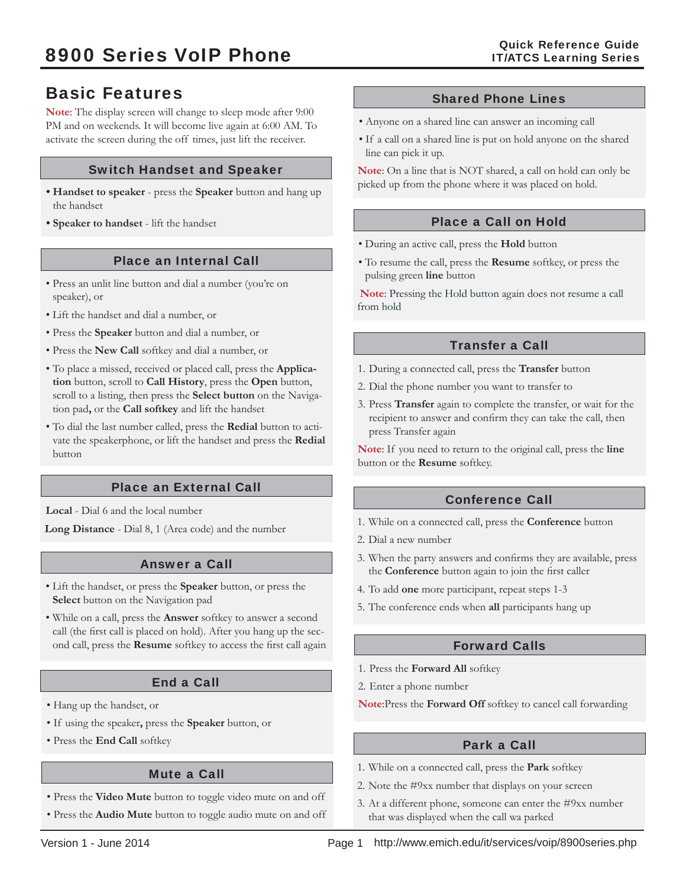// 8900 Series VoIP Phone

Quick Reference Guide
IT/ATCS Learning Series

## Basic Features

**Note**: The display screen will change to sleep mode after 9:00 PM and on weekends. It will become live again at 6:00 AM. To activate the screen during the off times, just lift the receiver.

### Switch Handset and Speaker

- **Handset to speaker** - press the **Speaker** button and hang up the handset
- **Speaker to handset** - lift the handset

### Place an Internal Call

- Press an unlit line button and dial a number (you're on speaker), or
- Lift the handset and dial a number, or
- Press the **Speaker** button and dial a number, or
- Press the **New Call** softkey and dial a number, or
- To place a missed, received or placed call, press the **Application** button, scroll to **Call History**, press the **Open** button, scroll to a listing, then press the **Select button** on the Navigation pad**,** or the **Call softkey** and lift the handset
- To dial the last number called, press the **Redial** button to activate the speakerphone, or lift the handset and press the **Redial** button

### Place an External Call

**Local** - Dial 6 and the local number

**Long Distance** - Dial 8, 1 (Area code) and the number

### Answer a Call

- Lift the handset, or press the **Speaker** button, or press the **Select** button on the Navigation pad
- While on a call, press the **Answer** softkey to answer a second call (the first call is placed on hold). After you hang up the second call, press the **Resume** softkey to access the first call again

### End a Call

- Hang up the handset, or
- If using the speaker**,** press the **Speaker** button, or
- Press the **End Call** softkey

### Mute a Call

- Press the **Video Mute** button to toggle video mute on and off
- Press the **Audio Mute** button to toggle audio mute on and off

### Shared Phone Lines

- Anyone on a shared line can answer an incoming call
- If a call on a shared line is put on hold anyone on the shared line can pick it up.

**Note**: On a line that is NOT shared, a call on hold can only be picked up from the phone where it was placed on hold.

### Place a Call on Hold

- During an active call, press the **Hold** button
- To resume the call, press the **Resume** softkey, or press the pulsing green **line** button

**Note**: Pressing the Hold button again does not resume a call from hold

### Transfer a Call

1. During a connected call, press the **Transfer** button
2. Dial the phone number you want to transfer to
3. Press **Transfer** again to complete the transfer, or wait for the recipient to answer and confirm they can take the call, then press Transfer again

**Note**: If you need to return to the original call, press the **line** button or the **Resume** softkey.

### Conference Call

1. While on a connected call, press the **Conference** button
2. Dial a new number
3. When the party answers and confirms they are available, press the **Conference** button again to join the first caller
4. To add **one** more participant, repeat steps 1-3
5. The conference ends when **all** participants hang up

### Forward Calls

1. Press the **Forward All** softkey
2. Enter a phone number

**Note**:Press the **Forward Off** softkey to cancel call forwarding

### Park a Call

1. While on a connected call, press the **Park** softkey
2. Note the #9xx number that displays on your screen
3. At a different phone, someone can enter the #9xx number that was displayed when the call wa parked

Version 1 - June 2014 http://www.emich.edu/it/services/voip/8900series.php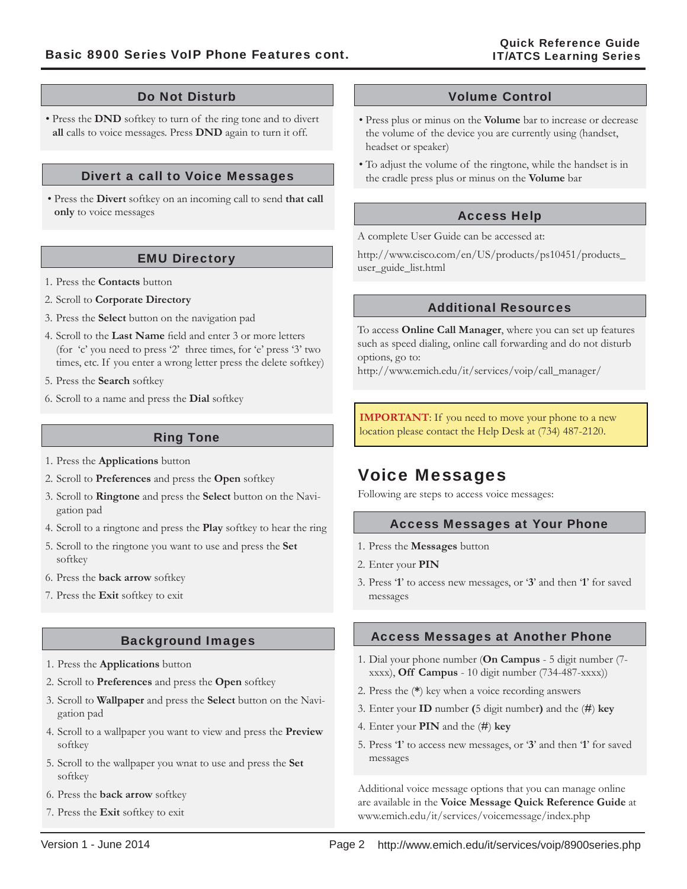## Basic 8900 Series VoIP Phone Features cont.

### Do Not Disturb

- Press the **DND** softkey to turn of the ring tone and to divert **all** calls to voice messages. Press **DND** again to turn it off.

### Divert a call to Voice Messages

- Press the **Divert** softkey on an incoming call to send **that call only** to voice messages

### EMU Directory

1. Press the **Contacts** button
2. Scroll to **Corporate Directory**
3. Press the **Select** button on the navigation pad
4. Scroll to the **Last Name** field and enter 3 or more letters (for 'c' you need to press '2' three times, for 'e' press '3' two times, etc. If you enter a wrong letter press the delete softkey)
5. Press the **Search** softkey
6. Scroll to a name and press the **Dial** softkey

### Ring Tone

1. Press the **Applications** button
2. Scroll to **Preferences** and press the **Open** softkey
3. Scroll to **Ringtone** and press the **Select** button on the Navigation pad
4. Scroll to a ringtone and press the **Play** softkey to hear the ring
5. Scroll to the ringtone you want to use and press the **Set** softkey
6. Press the **back arrow** softkey
7. Press the **Exit** softkey to exit

### Background Images

1. Press the **Applications** button
2. Scroll to **Preferences** and press the **Open** softkey
3. Scroll to **Wallpaper** and press the **Select** button on the Navigation pad
4. Scroll to a wallpaper you want to view and press the **Preview** softkey
5. Scroll to the wallpaper you wnat to use and press the **Set** softkey
6. Press the **back arrow** softkey
7. Press the **Exit** softkey to exit

### Volume Control

- Press plus or minus on the **Volume** bar to increase or decrease the volume of the device you are currently using (handset, headset or speaker)
- To adjust the volume of the ringtone, while the handset is in the cradle press plus or minus on the **Volume** bar

### Access Help

A complete User Guide can be accessed at:

http://www.cisco.com/en/US/products/ps10451/products_user_guide_list.html

### Additional Resources

To access **Online Call Manager**, where you can set up features such as speed dialing, online call forwarding and do not disturb options, go to:
http://www.emich.edu/it/services/voip/call_manager/

**IMPORTANT**: If you need to move your phone to a new location please contact the Help Desk at (734) 487-2120.

## Voice Messages

Following are steps to access voice messages:

### Access Messages at Your Phone

1. Press the **Messages** button
2. Enter your **PIN**
3. Press '**1**' to access new messages, or '**3**' and then '**1**' for saved messages

### Access Messages at Another Phone

1. Dial your phone number (**On Campus** - 5 digit number (7-xxxx), **Off Campus** - 10 digit number (734-487-xxxx))
2. Press the (**\***) key when a voice recording answers
3. Enter your **ID** number **(**5 digit number**)** and the (**#**) **key**
4. Enter your **PIN** and the (**#**) **key**
5. Press '**1**' to access new messages, or '**3**' and then '**1**' for saved messages

Additional voice message options that you can manage online are available in the **Voice Message Quick Reference Guide** at www.emich.edu/it/services/voicemessage/index.php